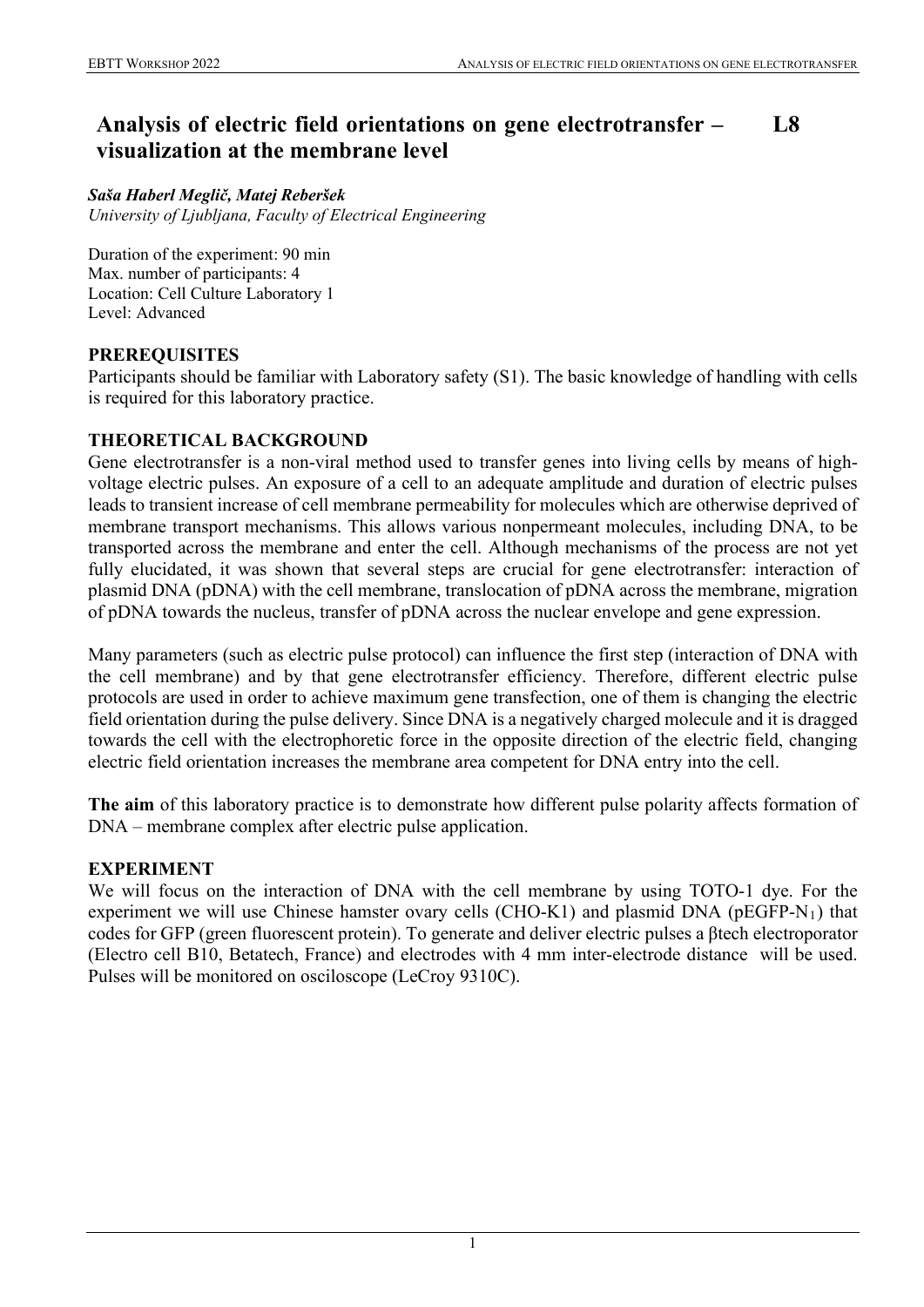# Analysis of electric field orientations on gene electrotransfer – visualization at the membrane level L8

***Saša Haberl Meglič, Matej Reberšek***
*University of Ljubljana, Faculty of Electrical Engineering*

Duration of the experiment: 90 min
Max. number of participants: 4
Location: Cell Culture Laboratory 1
Level: Advanced

## PREREQUISITES

Participants should be familiar with Laboratory safety (S1). The basic knowledge of handling with cells is required for this laboratory practice.

## THEORETICAL BACKGROUND

Gene electrotransfer is a non-viral method used to transfer genes into living cells by means of high-voltage electric pulses. An exposure of a cell to an adequate amplitude and duration of electric pulses leads to transient increase of cell membrane permeability for molecules which are otherwise deprived of membrane transport mechanisms. This allows various nonpermeant molecules, including DNA, to be transported across the membrane and enter the cell. Although mechanisms of the process are not yet fully elucidated, it was shown that several steps are crucial for gene electrotransfer: interaction of plasmid DNA (pDNA) with the cell membrane, translocation of pDNA across the membrane, migration of pDNA towards the nucleus, transfer of pDNA across the nuclear envelope and gene expression.

Many parameters (such as electric pulse protocol) can influence the first step (interaction of DNA with the cell membrane) and by that gene electrotransfer efficiency. Therefore, different electric pulse protocols are used in order to achieve maximum gene transfection, one of them is changing the electric field orientation during the pulse delivery. Since DNA is a negatively charged molecule and it is dragged towards the cell with the electrophoretic force in the opposite direction of the electric field, changing electric field orientation increases the membrane area competent for DNA entry into the cell.

**The aim** of this laboratory practice is to demonstrate how different pulse polarity affects formation of DNA – membrane complex after electric pulse application.

## EXPERIMENT

We will focus on the interaction of DNA with the cell membrane by using TOTO-1 dye. For the experiment we will use Chinese hamster ovary cells (CHO-K1) and plasmid DNA (pEGFP-$N_1$) that codes for GFP (green fluorescent protein). To generate and deliver electric pulses a βtech electroporator (Electro cell B10, Betatech, France) and electrodes with 4 mm inter-electrode distance will be used. Pulses will be monitored on osciloscope (LeCroy 9310C).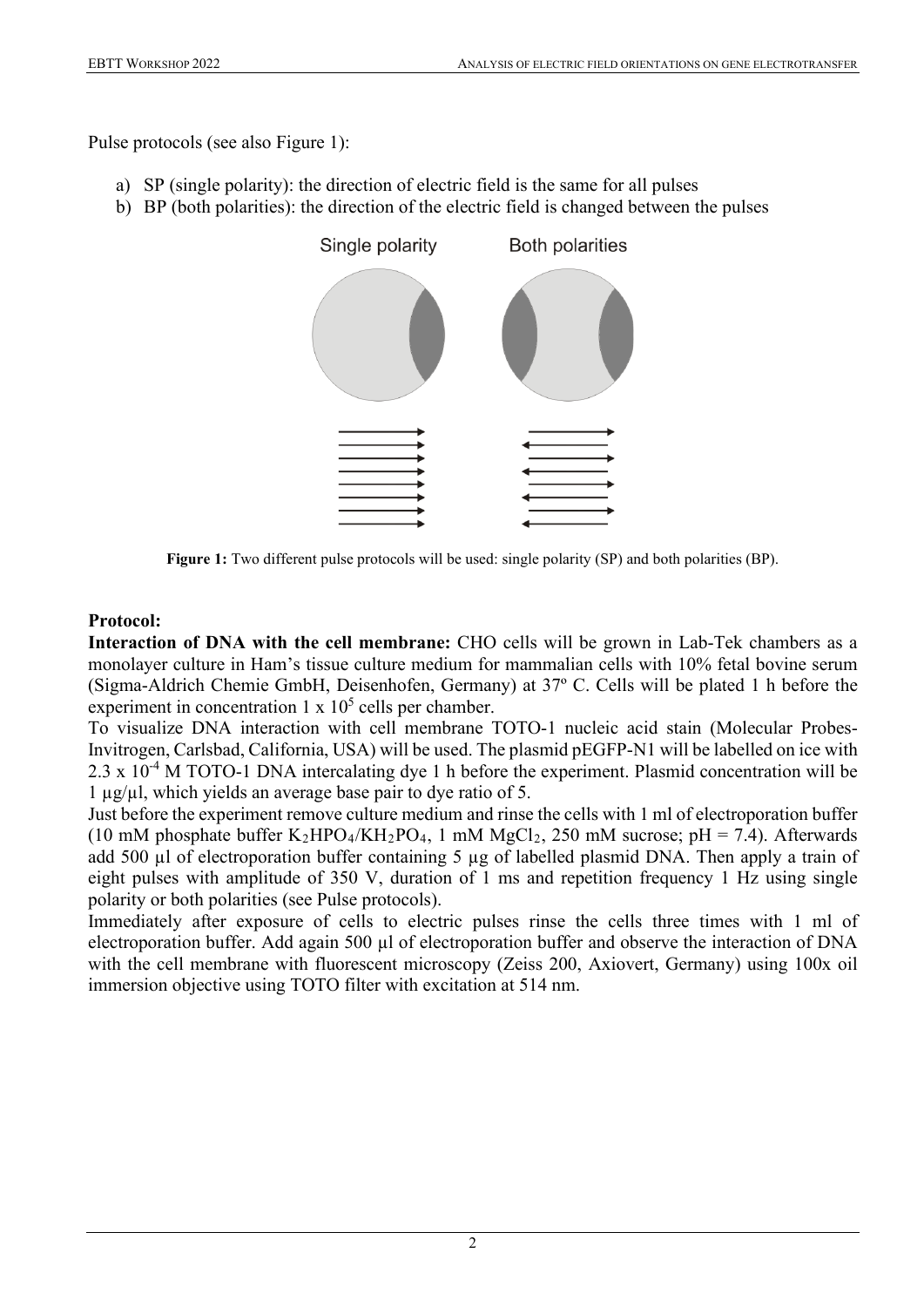Pulse protocols (see also Figure 1):

a) SP (single polarity): the direction of electric field is the same for all pulses
b) BP (both polarities): the direction of the electric field is changed between the pulses

**Figure 1:** Two different pulse protocols will be used: single polarity (SP) and both polarities (BP).

**Protocol:**

**Interaction of DNA with the cell membrane:** CHO cells will be grown in Lab-Tek chambers as a monolayer culture in Ham's tissue culture medium for mammalian cells with 10% fetal bovine serum (Sigma-Aldrich Chemie GmbH, Deisenhofen, Germany) at 37º C. Cells will be plated 1 h before the experiment in concentration $1 \times 10^5$ cells per chamber.

To visualize DNA interaction with cell membrane TOTO-1 nucleic acid stain (Molecular Probes-Invitrogen, Carlsbad, California, USA) will be used. The plasmid pEGFP-N1 will be labelled on ice with $2.3 \times 10^{-4}$ M TOTO-1 DNA intercalating dye 1 h before the experiment. Plasmid concentration will be 1 µg/µl, which yields an average base pair to dye ratio of 5.

Just before the experiment remove culture medium and rinse the cells with 1 ml of electroporation buffer (10 mM phosphate buffer $K_2HPO_4$/$KH_2PO_4$, 1 mM $MgCl_2$, 250 mM sucrose; pH = 7.4). Afterwards add 500 µl of electroporation buffer containing 5 µg of labelled plasmid DNA. Then apply a train of eight pulses with amplitude of 350 V, duration of 1 ms and repetition frequency 1 Hz using single polarity or both polarities (see Pulse protocols).

Immediately after exposure of cells to electric pulses rinse the cells three times with 1 ml of electroporation buffer. Add again 500 µl of electroporation buffer and observe the interaction of DNA with the cell membrane with fluorescent microscopy (Zeiss 200, Axiovert, Germany) using 100x oil immersion objective using TOTO filter with excitation at 514 nm.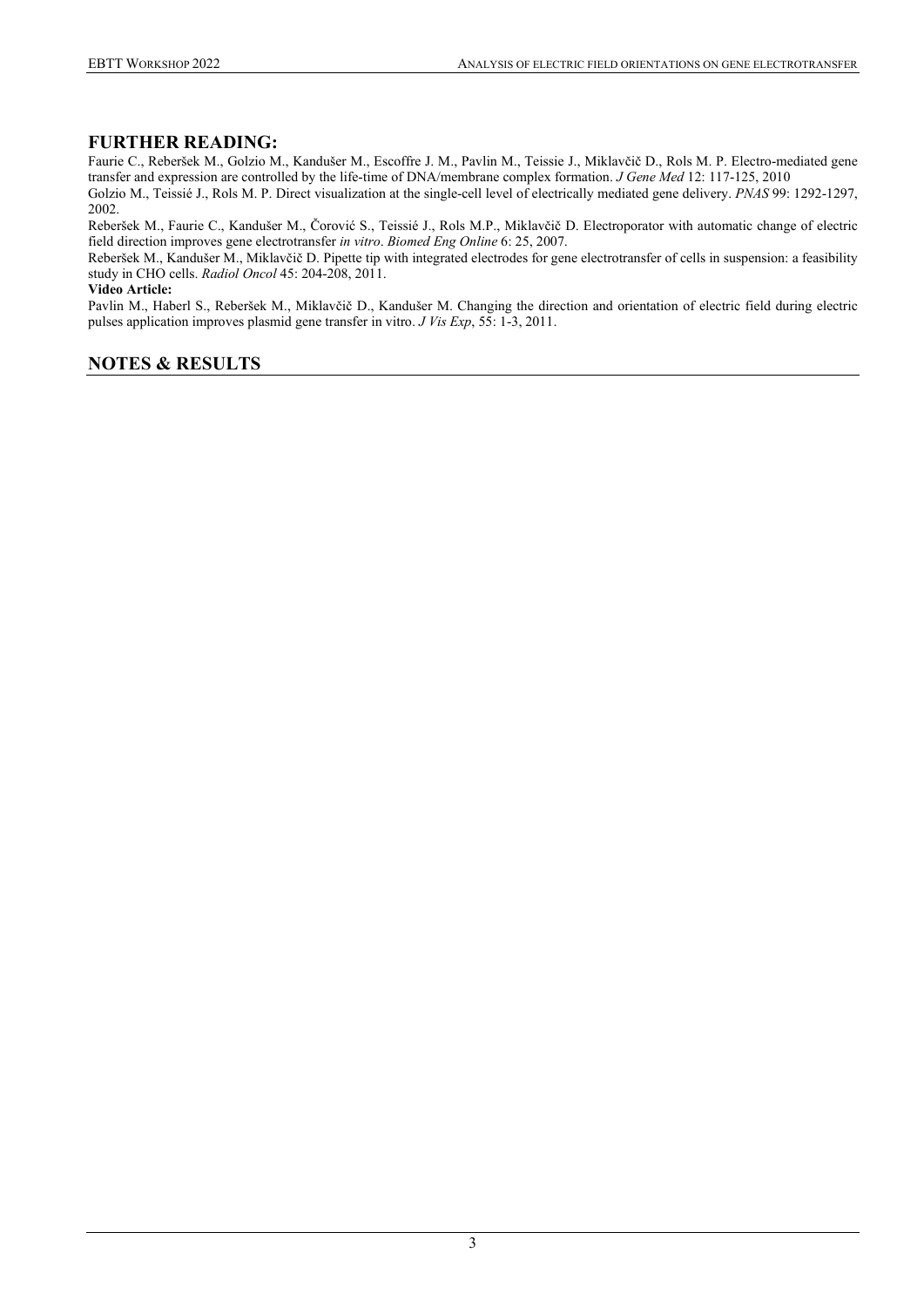## FURTHER READING:

Faurie C., Reberšek M., Golzio M., Kandušer M., Escoffre J. M., Pavlin M., Teissie J., Miklavčič D., Rols M. P. Electro-mediated gene transfer and expression are controlled by the life-time of DNA/membrane complex formation. *J Gene Med* 12: 117-125, 2010

Golzio M., Teissié J., Rols M. P. Direct visualization at the single-cell level of electrically mediated gene delivery. *PNAS* 99: 1292-1297, 2002.

Reberšek M., Faurie C., Kandušer M., Čorović S., Teissié J., Rols M.P., Miklavčič D. Electroporator with automatic change of electric field direction improves gene electrotransfer *in vitro*. *Biomed Eng Online* 6: 25, 2007.

Reberšek M., Kandušer M., Miklavčič D. Pipette tip with integrated electrodes for gene electrotransfer of cells in suspension: a feasibility study in CHO cells. *Radiol Oncol* 45: 204-208, 2011.

**Video Article:**

Pavlin M., Haberl S., Reberšek M., Miklavčič D., Kandušer M. Changing the direction and orientation of electric field during electric pulses application improves plasmid gene transfer in vitro. *J Vis Exp*, 55: 1-3, 2011.

## NOTES & RESULTS